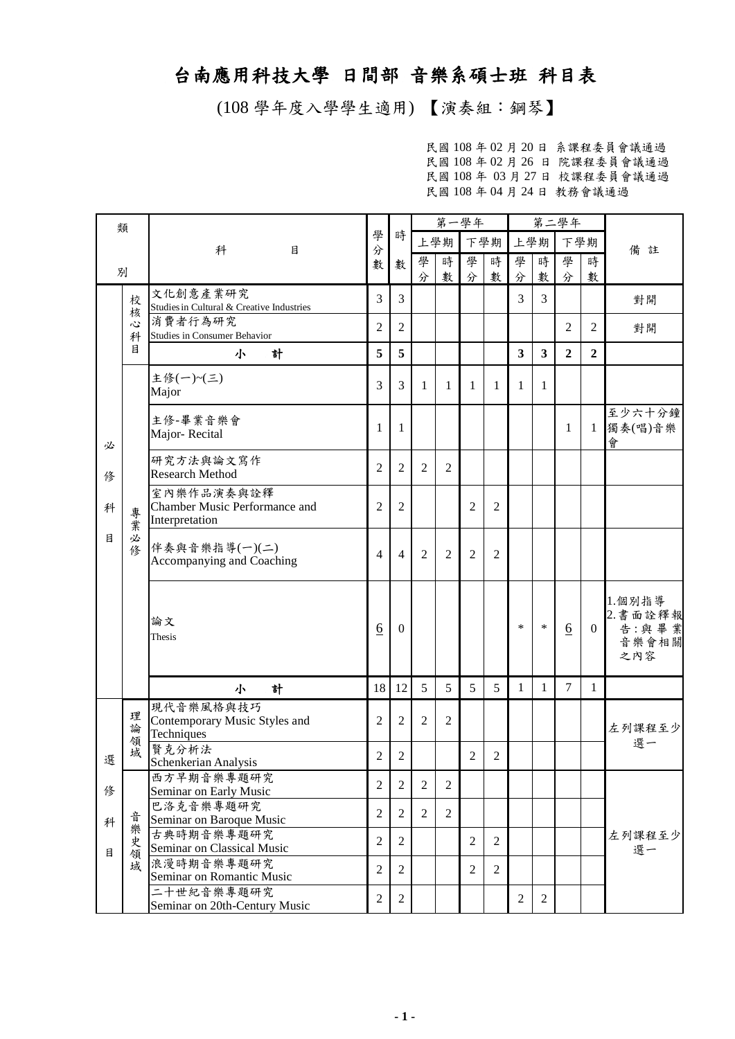# 台南應用科技大學 日間部 音樂系碩士班 科目表

(108 學年度入學學生適用) 【演奏組：鋼琴】

民國 108 年 02 月 20 日 系課程委員會議通過
民國 108 年 02 月 26 日 院課程委員會議通過
民國 108 年 03 月 27 日 校課程委員會議通過
民國 108 年 04 月 24 日 教務會議通過

| 類別 | | 科目 | 學分數 | 時數 | 第一學年 | | | | 第二學年 | | | | 備註 |
|---|---|---|---|---|---|---|---|---|---|---|---|---|---|
| | | | | | 上學期 | | 下學期 | | 上學期 | | 下學期 | | |
| | | | | | 學分 | 時數 | 學分 | 時數 | 學分 | 時數 | 學分 | 時數 | |
| 必修科目 | 校核心科目 | 文化創意產業研究<br>Studies in Cultural & Creative Industries | 3 | 3 | | | | | 3 | 3 | | | 對開 |
| | | 消費者行為研究<br>Studies in Consumer Behavior | 2 | 2 | | | | | | | 2 | 2 | 對開 |
| | | **小　計** | **5** | **5** | | | | | **3** | **3** | **2** | **2** | |
| | 專業必修 | 主修(一)~(三)<br>Major | 3 | 3 | 1 | 1 | 1 | 1 | 1 | 1 | | | |
| | | 主修-畢業音樂會<br>Major- Recital | 1 | 1 | | | | | | | 1 | 1 | 至少六十分鐘獨奏(唱)音樂會 |
| | | 研究方法與論文寫作<br>Research Method | 2 | 2 | 2 | 2 | | | | | | | |
| | | 室內樂作品演奏與詮釋<br>Chamber Music Performance and Interpretation | 2 | 2 | | | 2 | 2 | | | | | |
| | | 伴奏與音樂指導(一)(二)<br>Accompanying and Coaching | 4 | 4 | 2 | 2 | 2 | 2 | | | | | |
| | | 論文<br>Thesis | <u>6</u> | 0 | | | | | * | * | <u>6</u> | 0 | 1.個別指導<br>2.書面詮釋報告：與畢業音樂會相關之內容 |
| | | **小　計** | 18 | 12 | 5 | 5 | 5 | 5 | 1 | 1 | 7 | 1 | |
| 選修科目 | 理論領域 | 現代音樂風格與技巧<br>Contemporary Music Styles and Techniques | 2 | 2 | 2 | 2 | | | | | | | 左列課程至少選一 |
| | | 賢克分析法<br>Schenkerian Analysis | 2 | 2 | | | 2 | 2 | | | | | |
| | 音樂史領域 | 西方早期音樂專題研究<br>Seminar on Early Music | 2 | 2 | 2 | 2 | | | | | | | 左列課程至少選一 |
| | | 巴洛克音樂專題研究<br>Seminar on Baroque Music | 2 | 2 | 2 | 2 | | | | | | | |
| | | 古典時期音樂專題研究<br>Seminar on Classical Music | 2 | 2 | | | 2 | 2 | | | | | |
| | | 浪漫時期音樂專題研究<br>Seminar on Romantic Music | 2 | 2 | | | 2 | 2 | | | | | |
| | | 二十世紀音樂專題研究<br>Seminar on 20th-Century Music | 2 | 2 | | | | | 2 | 2 | | | |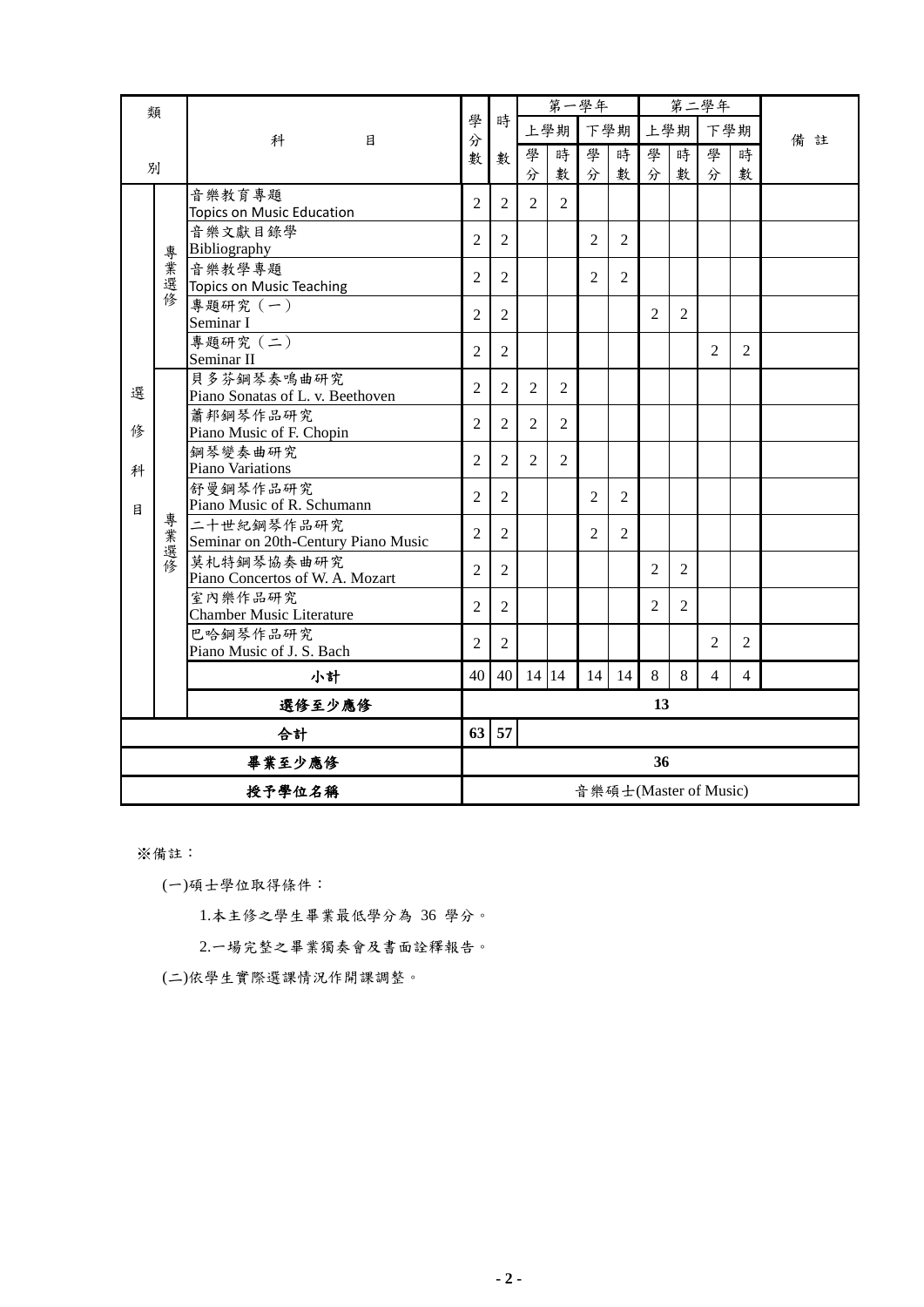| 類別 | | 科目 | 學分數 | 時數 | 第一學年 | | | | 第二學年 | | | | 備註 |
|---|---|---|---|---|---|---|---|---|---|---|---|---|---|
| | | | | | 上學期 | | 下學期 | | 上學期 | | 下學期 | | |
| | | | | | 學分 | 時數 | 學分 | 時數 | 學分 | 時數 | 學分 | 時數 | |
| 選修科目 | 專業選修 | 音樂教育專題<br>Topics on Music Education | 2 | 2 | 2 | 2 | | | | | | | |
| | | 音樂文獻目錄學<br>Bibliography | 2 | 2 | | | 2 | 2 | | | | | |
| | | 音樂教學專題<br>Topics on Music Teaching | 2 | 2 | | | 2 | 2 | | | | | |
| | | 專題研究（一）<br>Seminar I | 2 | 2 | | | | | 2 | 2 | | | |
| | | 專題研究（二）<br>Seminar II | 2 | 2 | | | | | | | 2 | 2 | |
| | 專業選修 | 貝多芬鋼琴奏鳴曲研究<br>Piano Sonatas of L. v. Beethoven | 2 | 2 | 2 | 2 | | | | | | | |
| | | 蕭邦鋼琴作品研究<br>Piano Music of F. Chopin | 2 | 2 | 2 | 2 | | | | | | | |
| | | 鋼琴變奏曲研究<br>Piano Variations | 2 | 2 | 2 | 2 | | | | | | | |
| | | 舒曼鋼琴作品研究<br>Piano Music of R. Schumann | 2 | 2 | | | 2 | 2 | | | | | |
| | | 二十世紀鋼琴作品研究<br>Seminar on 20th-Century Piano Music | 2 | 2 | | | 2 | 2 | | | | | |
| | | 莫札特鋼琴協奏曲研究<br>Piano Concertos of W. A. Mozart | 2 | 2 | | | | | 2 | 2 | | | |
| | | 室內樂作品研究<br>Chamber Music Literature | 2 | 2 | | | | | 2 | 2 | | | |
| | | 巴哈鋼琴作品研究<br>Piano Music of J. S. Bach | 2 | 2 | | | | | | | 2 | 2 | |
| | | 小計 | 40 | 40 | 14 | 14 | 14 | 14 | 8 | 8 | 4 | 4 | |
| | | 選修至少應修 | 13 | | | | | | | | | | |
| 合計 | | | 63 | 57 | | | | | | | | | |
| 畢業至少應修 | | | 36 | | | | | | | | | | |
| 授予學位名稱 | | | 音樂碩士(Master of Music) | | | | | | | | | | |

※備註：

(一)碩士學位取得條件：

1.本主修之學生畢業最低學分為 36 學分。

2.一場完整之畢業獨奏會及書面詮釋報告。

(二)依學生實際選課情況作開課調整。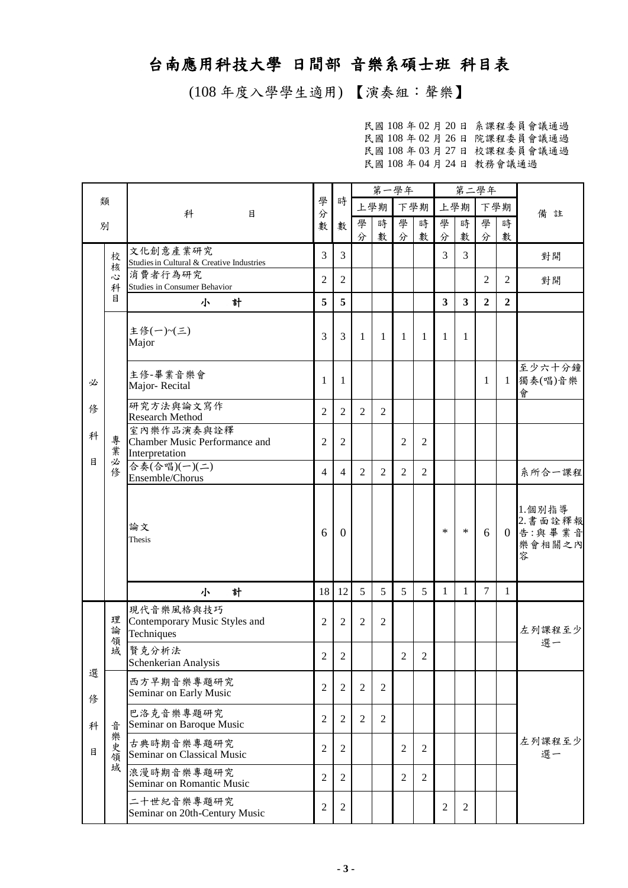# 台南應用科技大學 日間部 音樂系碩士班 科目表

(108 年度入學學生適用) 【演奏組：聲樂】

民國 108 年 02 月 20 日 系課程委員會議通過
民國 108 年 02 月 26 日 院課程委員會議通過
民國 108 年 03 月 27 日 校課程委員會議通過
民國 108 年 04 月 24 日 教務會議通過

| 類別 | | 科目 | 學分數 | 時數 | 第一學年 上學期 學分 | 第一學年 上學期 時數 | 第一學年 下學期 學分 | 第一學年 下學期 時數 | 第二學年 上學期 學分 | 第二學年 上學期 時數 | 第二學年 下學期 學分 | 第二學年 下學期 時數 | 備註 |
|---|---|---|---|---|---|---|---|---|---|---|---|---|---|
| 必修科目 | 校核心科目 | 文化創意產業研究<br>Studies in Cultural & Creative Industries | 3 | 3 | | | | | 3 | 3 | | | 對開 |
| | | 消費者行為研究<br>Studies in Consumer Behavior | 2 | 2 | | | | | | | 2 | 2 | 對開 |
| | | **小計** | **5** | **5** | | | | | **3** | **3** | **2** | **2** | |
| | 專業必修 | 主修(一)~(三)<br>Major | 3 | 3 | 1 | 1 | 1 | 1 | 1 | 1 | | | |
| | | 主修-畢業音樂會<br>Major- Recital | 1 | 1 | | | | | | | 1 | 1 | 至少六十分鐘獨奏(唱)音樂會 |
| | | 研究方法與論文寫作<br>Research Method | 2 | 2 | 2 | 2 | | | | | | | |
| | | 室內樂作品演奏與詮釋<br>Chamber Music Performance and Interpretation | 2 | 2 | | | 2 | 2 | | | | | |
| | | 合奏(合唱)(一)(二)<br>Ensemble/Chorus | 4 | 4 | 2 | 2 | 2 | 2 | | | | | 系所合一課程 |
| | | 論文<br>Thesis | 6 | 0 | | | | | * | * | 6 | 0 | 1.個別指導<br>2.書面詮釋報告:與畢業音樂會相關之內容 |
| | | **小計** | 18 | 12 | 5 | 5 | 5 | 5 | 1 | 1 | 7 | 1 | |
| 選修科目 | 理論領域 | 現代音樂風格與技巧<br>Contemporary Music Styles and Techniques | 2 | 2 | 2 | 2 | | | | | | | 左列課程至少選一 |
| | | 賢克分析法<br>Schenkerian Analysis | 2 | 2 | | | 2 | 2 | | | | | |
| | 音樂史領域 | 西方早期音樂專題研究<br>Seminar on Early Music | 2 | 2 | 2 | 2 | | | | | | | 左列課程至少選一 |
| | | 巴洛克音樂專題研究<br>Seminar on Baroque Music | 2 | 2 | 2 | 2 | | | | | | | |
| | | 古典時期音樂專題研究<br>Seminar on Classical Music | 2 | 2 | | | 2 | 2 | | | | | |
| | | 浪漫時期音樂專題研究<br>Seminar on Romantic Music | 2 | 2 | | | 2 | 2 | | | | | |
| | | 二十世紀音樂專題研究<br>Seminar on 20th-Century Music | 2 | 2 | | | | | 2 | 2 | | | |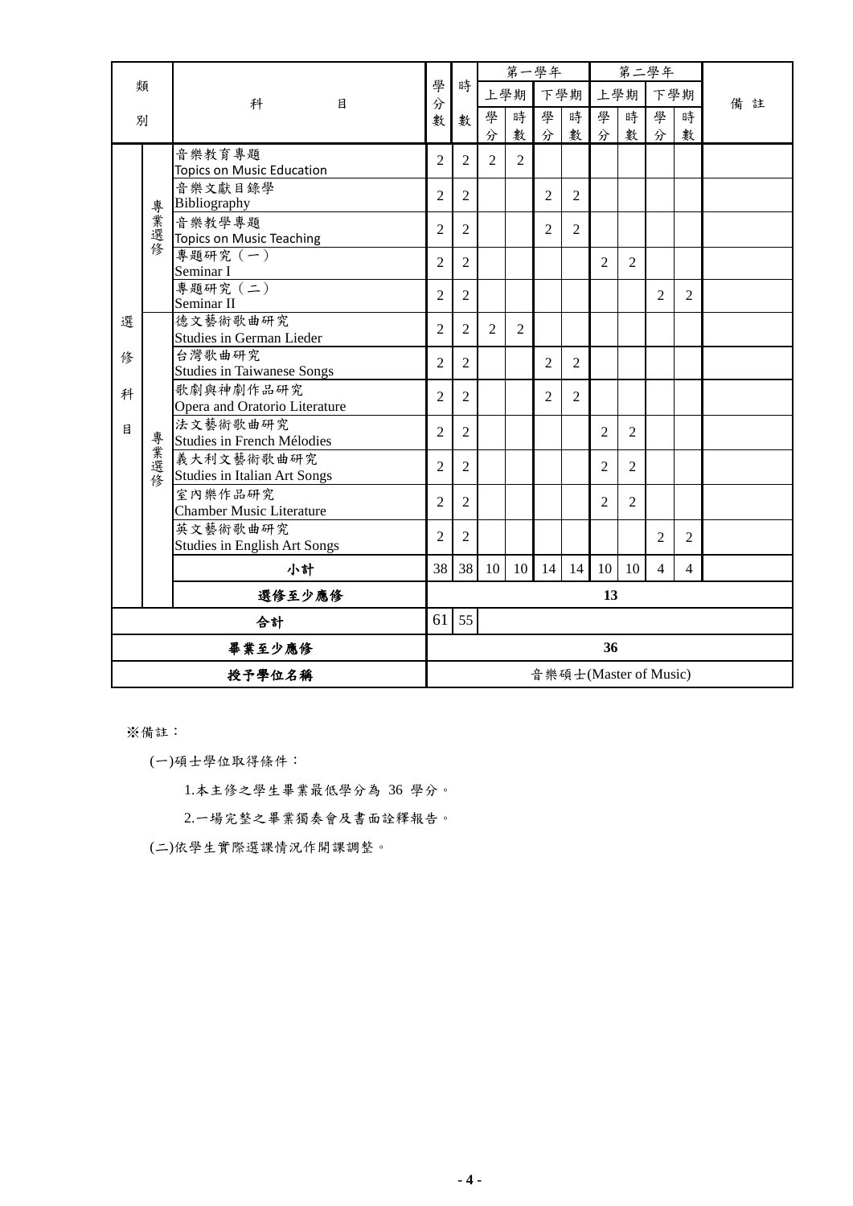| 類別 | | 科目 | 學分數 | 時數 | 第一學年 | | | | 第二學年 | | | | 備註 |
|---|---|---|---|---|---|---|---|---|---|---|---|---|---|
| | | | | | 上學期 | | 下學期 | | 上學期 | | 下學期 | | |
| | | | | | 學分 | 時數 | 學分 | 時數 | 學分 | 時數 | 學分 | 時數 | |
| 選修科目 | 專業選修 | 音樂教育專題 Topics on Music Education | 2 | 2 | 2 | 2 | | | | | | | |
| | | 音樂文獻目錄學 Bibliography | 2 | 2 | | | 2 | 2 | | | | | |
| | | 音樂教學專題 Topics on Music Teaching | 2 | 2 | | | 2 | 2 | | | | | |
| | | 專題研究（一） Seminar I | 2 | 2 | | | | | 2 | 2 | | | |
| | | 專題研究（二） Seminar II | 2 | 2 | | | | | | | 2 | 2 | |
| | 專業選修 | 德文藝術歌曲研究 Studies in German Lieder | 2 | 2 | 2 | 2 | | | | | | | |
| | | 台灣歌曲研究 Studies in Taiwanese Songs | 2 | 2 | | | 2 | 2 | | | | | |
| | | 歌劇與神劇作品研究 Opera and Oratorio Literature | 2 | 2 | | | 2 | 2 | | | | | |
| | | 法文藝術歌曲研究 Studies in French Mélodies | 2 | 2 | | | | | 2 | 2 | | | |
| | | 義大利文藝術歌曲研究 Studies in Italian Art Songs | 2 | 2 | | | | | 2 | 2 | | | |
| | | 室內樂作品研究 Chamber Music Literature | 2 | 2 | | | | | 2 | 2 | | | |
| | | 英文藝術歌曲研究 Studies in English Art Songs | 2 | 2 | | | | | | | 2 | 2 | |
| | | 小計 | 38 | 38 | 10 | 10 | 14 | 14 | 10 | 10 | 4 | 4 | |
| | | 選修至少應修 | 13 | | | | | | | | | | |
| 合計 | | | 61 | 55 | | | | | | | | | |
| 畢業至少應修 | | | 36 | | | | | | | | | | |
| 授予學位名稱 | | | 音樂碩士(Master of Music) | | | | | | | | | | |

※備註：

(一)碩士學位取得條件：

1.本主修之學生畢業最低學分為 36 學分。

2.一場完整之畢業獨奏會及書面詮釋報告。

(二)依學生實際選課情況作開課調整。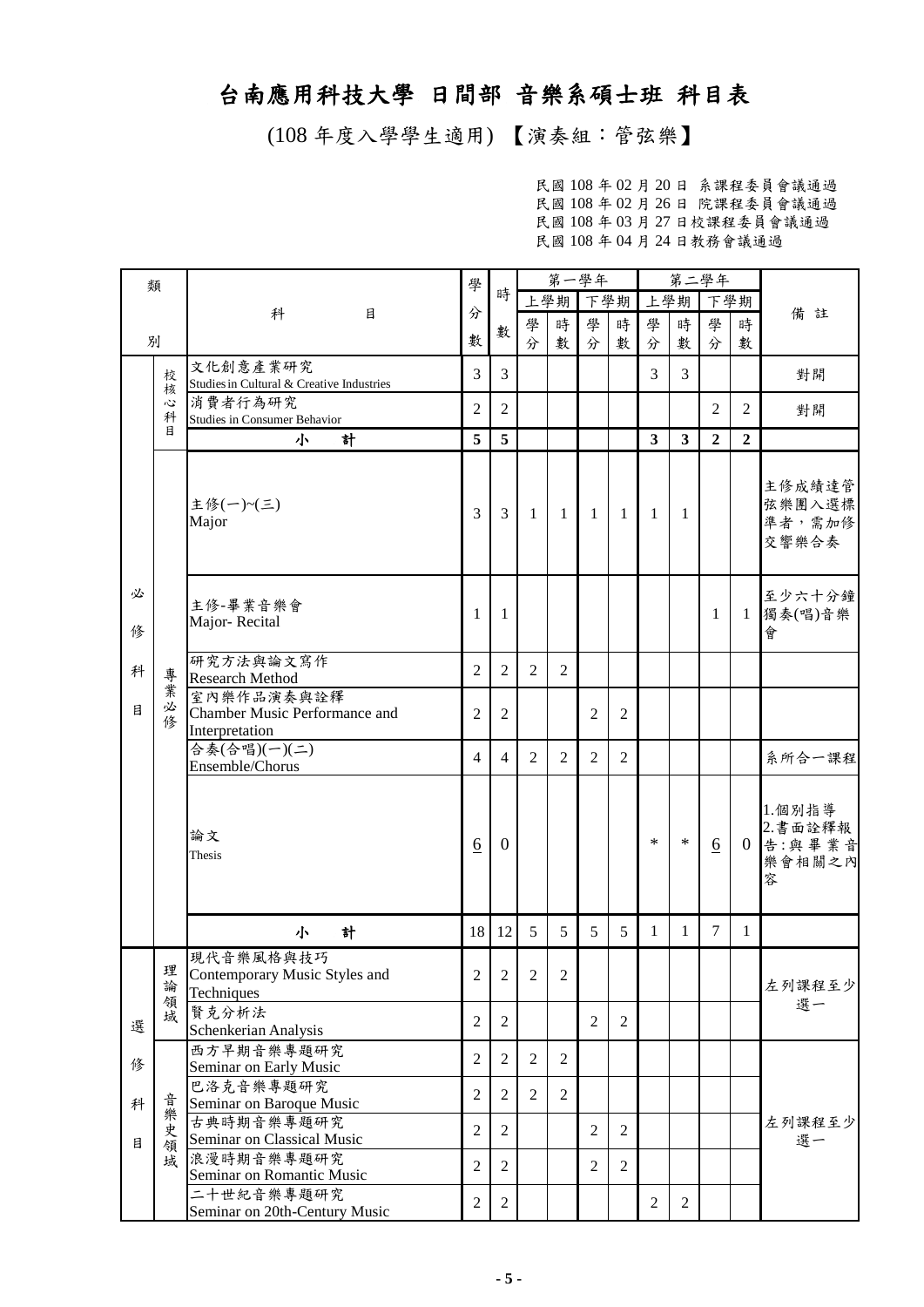# 台南應用科技大學 日間部 音樂系碩士班 科目表

(108 年度入學學生適用) 【演奏組：管弦樂】

民國 108 年 02 月 20 日 系課程委員會議通過
民國 108 年 02 月 26 日 院課程委員會議通過
民國 108 年 03 月 27 日校課程委員會議通過
民國 108 年 04 月 24 日教務會議通過

| 類別 | | 科目 | 學分數 | 時數 | 第一學年 上學期 學分 | 第一學年 上學期 時數 | 第一學年 下學期 學分 | 第一學年 下學期 時數 | 第二學年 上學期 學分 | 第二學年 上學期 時數 | 第二學年 下學期 學分 | 第二學年 下學期 時數 | 備註 |
|---|---|---|---|---|---|---|---|---|---|---|---|---|---|
| 必修科目 | 校核心科目 | 文化創意產業研究 Studies in Cultural & Creative Industries | 3 | 3 | | | | | 3 | 3 | | | 對開 |
| | | 消費者行為研究 Studies in Consumer Behavior | 2 | 2 | | | | | | | 2 | 2 | 對開 |
| | | **小 計** | **5** | **5** | | | | | **3** | **3** | **2** | **2** | |
| | 專業必修 | 主修(一)~(三) Major | 3 | 3 | 1 | 1 | 1 | 1 | 1 | 1 | | | 主修成績達管弦樂團入選標準者，需加修交響樂合奏 |
| | | 主修-畢業音樂會 Major- Recital | 1 | 1 | | | | | | | 1 | 1 | 至少六十分鐘獨奏(唱)音樂會 |
| | | 研究方法與論文寫作 Research Method | 2 | 2 | 2 | 2 | | | | | | | |
| | | 室內樂作品演奏與詮釋 Chamber Music Performance and Interpretation | 2 | 2 | | | 2 | 2 | | | | | |
| | | 合奏(合唱)(一)(二) Ensemble/Chorus | 4 | 4 | 2 | 2 | 2 | 2 | | | | | 系所合一課程 |
| | | 論文 Thesis | 6 | 0 | | | | | * | * | 6 | 0 | 1.個別指導 2.書面詮釋報告:與畢業音樂會相關之內容 |
| | | **小 計** | 18 | 12 | 5 | 5 | 5 | 5 | 1 | 1 | 7 | 1 | |
| 選修科目 | 理論領域 | 現代音樂風格與技巧 Contemporary Music Styles and Techniques | 2 | 2 | 2 | 2 | | | | | | | 左列課程至少選一 |
| | | 賢克分析法 Schenkerian Analysis | 2 | 2 | | | 2 | 2 | | | | | |
| | 音樂史領域 | 西方早期音樂專題研究 Seminar on Early Music | 2 | 2 | 2 | 2 | | | | | | | 左列課程至少選一 |
| | | 巴洛克音樂專題研究 Seminar on Baroque Music | 2 | 2 | 2 | 2 | | | | | | | |
| | | 古典時期音樂專題研究 Seminar on Classical Music | 2 | 2 | | | 2 | 2 | | | | | |
| | | 浪漫時期音樂專題研究 Seminar on Romantic Music | 2 | 2 | | | 2 | 2 | | | | | |
| | | 二十世紀音樂專題研究 Seminar on 20th-Century Music | 2 | 2 | | | | | 2 | 2 | | | |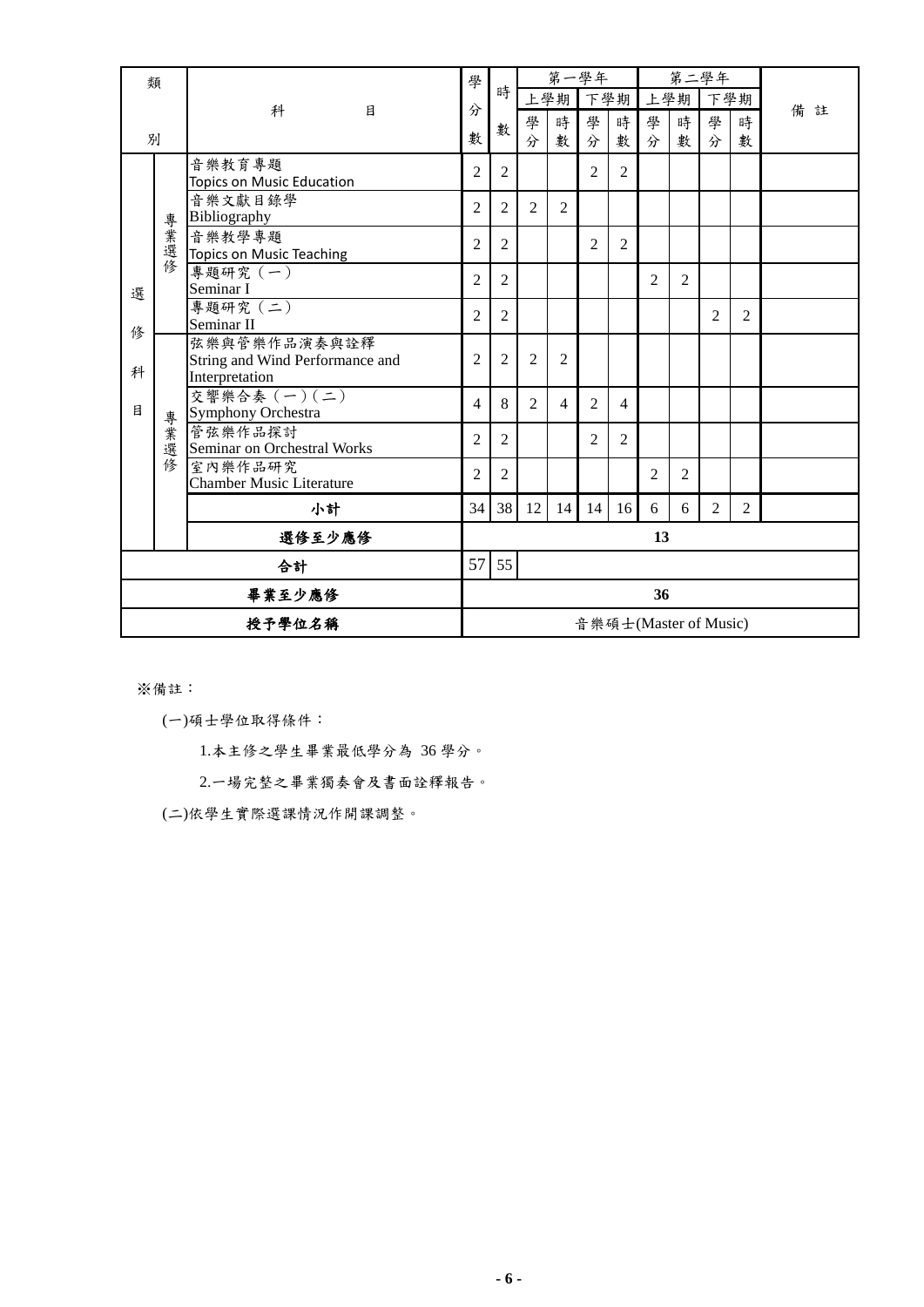| 類別 | | 科目 | 學分數 | 時數 | 第一學年 上學期 學分 | 第一學年 上學期 時數 | 第一學年 下學期 學分 | 第一學年 下學期 時數 | 第二學年 上學期 學分 | 第二學年 上學期 時數 | 第二學年 下學期 學分 | 第二學年 下學期 時數 | 備註 |
|---|---|---|---|---|---|---|---|---|---|---|---|---|---|
| 選修科目 | 專業選修 | 音樂教育專題<br>Topics on Music Education | 2 | 2 | | | 2 | 2 | | | | | |
| | | 音樂文獻目錄學<br>Bibliography | 2 | 2 | 2 | 2 | | | | | | | |
| | | 音樂教學專題<br>Topics on Music Teaching | 2 | 2 | | | 2 | 2 | | | | | |
| | | 專題研究(一)<br>Seminar I | 2 | 2 | | | | | 2 | 2 | | | |
| | | 專題研究(二)<br>Seminar II | 2 | 2 | | | | | | | 2 | 2 | |
| | 專業選修 | 弦樂與管樂作品演奏與詮釋<br>String and Wind Performance and Interpretation | 2 | 2 | 2 | 2 | | | | | | | |
| | | 交響樂合奏(一)(二)<br>Symphony Orchestra | 4 | 8 | 2 | 4 | 2 | 4 | | | | | |
| | | 管弦樂作品探討<br>Seminar on Orchestral Works | 2 | 2 | | | 2 | 2 | | | | | |
| | | 室內樂作品研究<br>Chamber Music Literature | 2 | 2 | | | | | 2 | 2 | | | |
| | | 小計 | 34 | 38 | 12 | 14 | 14 | 16 | 6 | 6 | 2 | 2 | |
| | | 選修至少應修 | 13 | | | | | | | | | | |
| 合計 | | | 57 | 55 | | | | | | | | | |
| 畢業至少應修 | | | 36 | | | | | | | | | | |
| 授予學位名稱 | | | 音樂碩士(Master of Music) | | | | | | | | | | |

※備註：

(一)碩士學位取得條件：

1.本主修之學生畢業最低學分為 36 學分。

2.一場完整之畢業獨奏會及書面詮釋報告。

(二)依學生實際選課情況作開課調整。